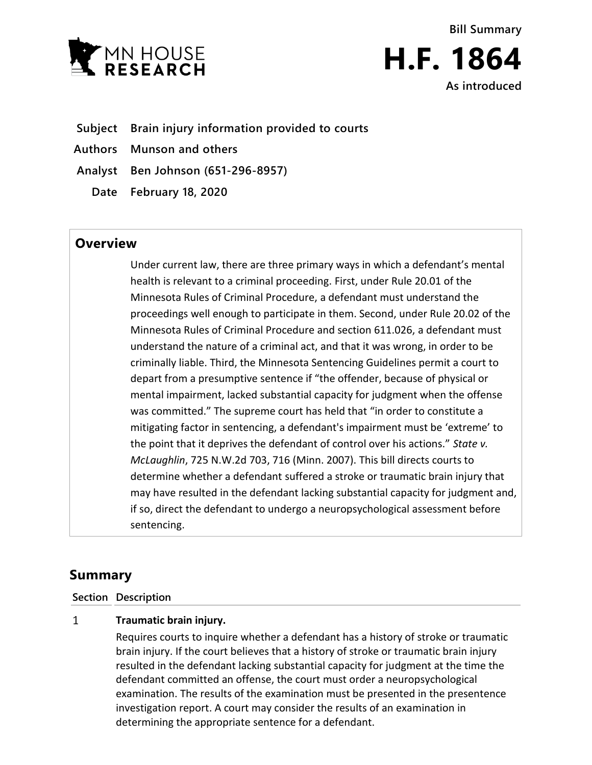MN HOUSE RESEARCH

**Bill Summary**

# H.F. 1864

**As introduced**

**Subject** Brain injury information provided to courts

**Authors** Munson and others

**Analyst** Ben Johnson (651-296-8957)

**Date** February 18, 2020

## Overview

Under current law, there are three primary ways in which a defendant's mental health is relevant to a criminal proceeding. First, under Rule 20.01 of the Minnesota Rules of Criminal Procedure, a defendant must understand the proceedings well enough to participate in them. Second, under Rule 20.02 of the Minnesota Rules of Criminal Procedure and section 611.026, a defendant must understand the nature of a criminal act, and that it was wrong, in order to be criminally liable. Third, the Minnesota Sentencing Guidelines permit a court to depart from a presumptive sentence if "the offender, because of physical or mental impairment, lacked substantial capacity for judgment when the offense was committed." The supreme court has held that "in order to constitute a mitigating factor in sentencing, a defendant's impairment must be 'extreme' to the point that it deprives the defendant of control over his actions." *State v. McLaughlin*, 725 N.W.2d 703, 716 (Minn. 2007). This bill directs courts to determine whether a defendant suffered a stroke or traumatic brain injury that may have resulted in the defendant lacking substantial capacity for judgment and, if so, direct the defendant to undergo a neuropsychological assessment before sentencing.

## Summary

| Section | Description |
|---|---|
| 1 | **Traumatic brain injury.** Requires courts to inquire whether a defendant has a history of stroke or traumatic brain injury. If the court believes that a history of stroke or traumatic brain injury resulted in the defendant lacking substantial capacity for judgment at the time the defendant committed an offense, the court must order a neuropsychological examination. The results of the examination must be presented in the presentence investigation report. A court may consider the results of an examination in determining the appropriate sentence for a defendant. |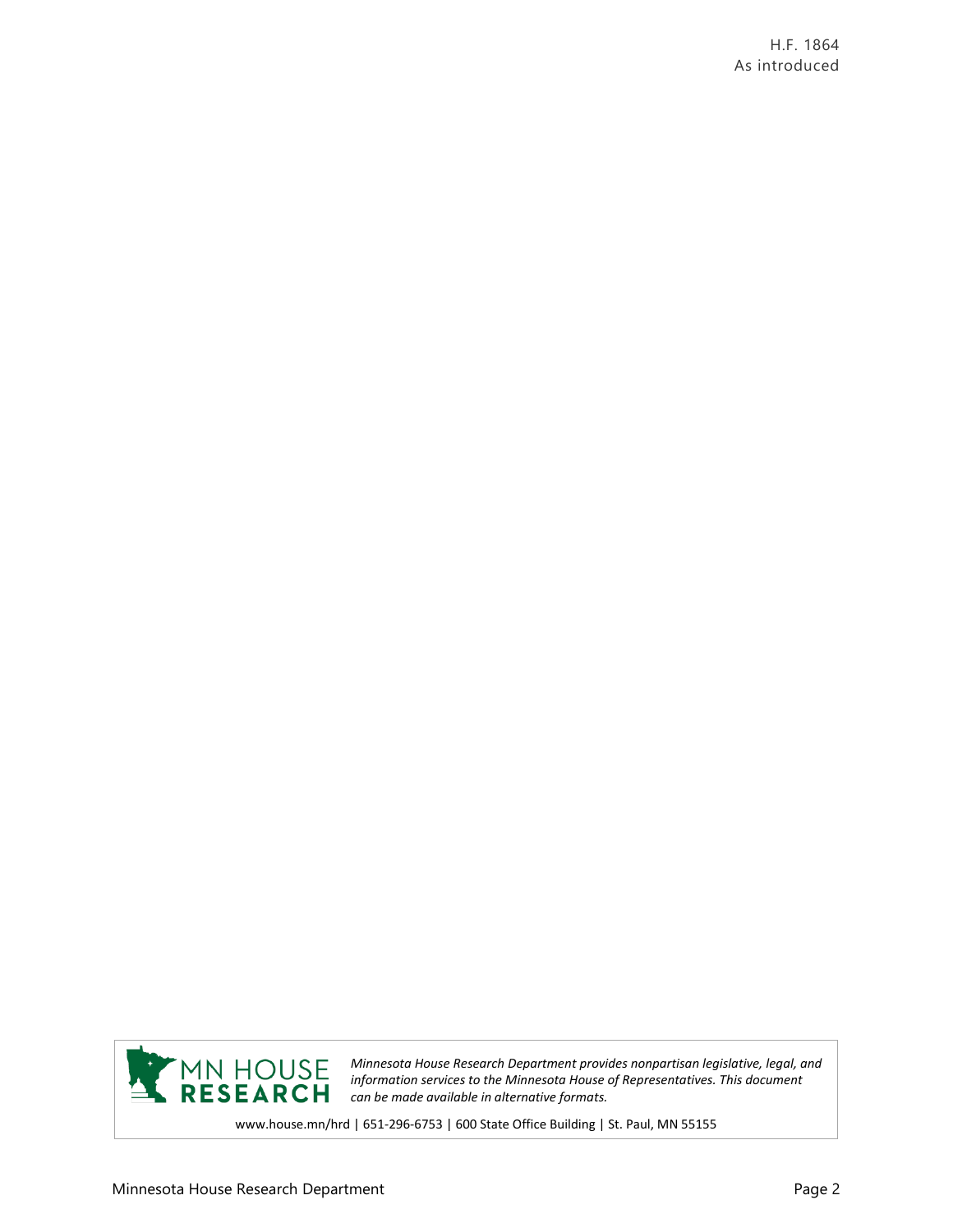MN HOUSE RESEARCH

*Minnesota House Research Department provides nonpartisan legislative, legal, and information services to the Minnesota House of Representatives. This document can be made available in alternative formats.*

www.house.mn/hrd | 651-296-6753 | 600 State Office Building | St. Paul, MN 55155